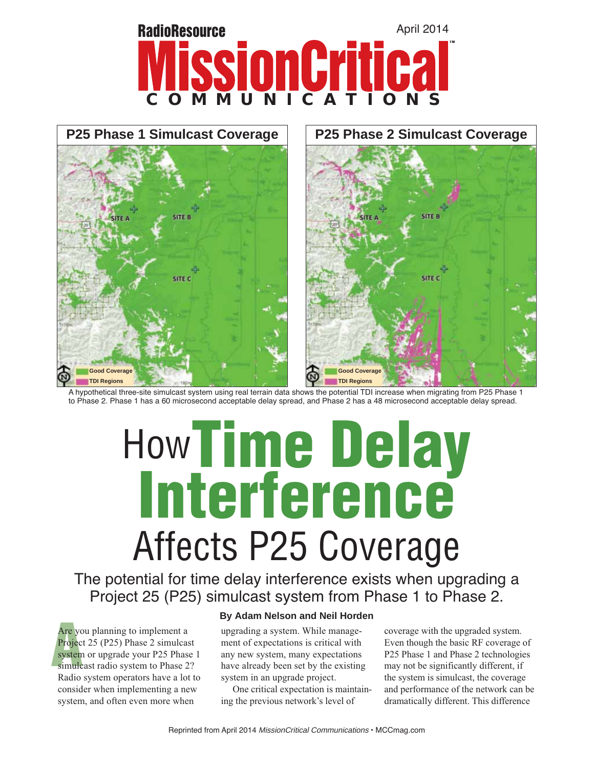**P25 Phase 1 Simulcast Coverage** | **P25 Phase 2 Simulcast Coverage**

A hypothetical three-site simulcast system using real terrain data shows the potential TDI increase when migrating from P25 Phase 1 to Phase 2. Phase 1 has a 60 microsecond acceptable delay spread, and Phase 2 has a 48 microsecond acceptable delay spread.

# How Time Delay Interference Affects P25 Coverage

## The potential for time delay interference exists when upgrading a Project 25 (P25) simulcast system from Phase 1 to Phase 2.

**By Adam Nelson and Neil Horden**

Are you planning to implement a Project 25 (P25) Phase 2 simulcast system or upgrade your P25 Phase 1 simulcast radio system to Phase 2? Radio system operators have a lot to consider when implementing a new system, and often even more when upgrading a system. While management of expectations is critical with any new system, many expectations have already been set by the existing system in an upgrade project.

One critical expectation is maintaining the previous network's level of coverage with the upgraded system. Even though the basic RF coverage of P25 Phase 1 and Phase 2 technologies may not be significantly different, if the system is simulcast, the coverage and performance of the network can be dramatically different. This difference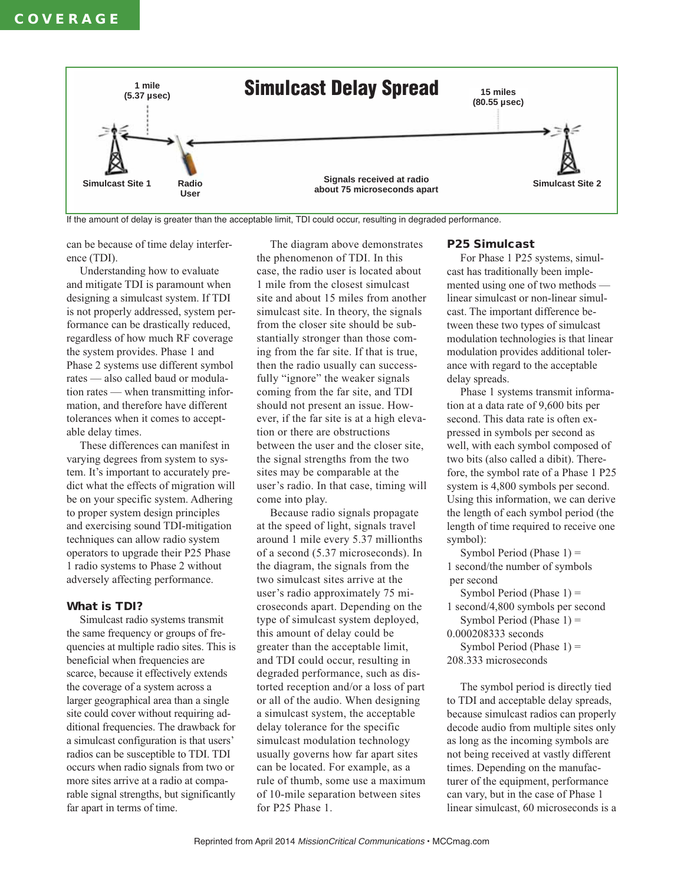**Simulcast Delay Spread**

1 mile (5.37 µsec)

15 miles (80.55 µsec)

Simulcast Site 1 — Radio User — Signals received at radio about 75 microseconds apart — Simulcast Site 2

If the amount of delay is greater than the acceptable limit, TDI could occur, resulting in degraded performance.

can be because of time delay interference (TDI).

Understanding how to evaluate and mitigate TDI is paramount when designing a simulcast system. If TDI is not properly addressed, system performance can be drastically reduced, regardless of how much RF coverage the system provides. Phase 1 and Phase 2 systems use different symbol rates — also called baud or modulation rates — when transmitting information, and therefore have different tolerances when it comes to acceptable delay times.

These differences can manifest in varying degrees from system to system. It's important to accurately predict what the effects of migration will be on your specific system. Adhering to proper system design principles and exercising sound TDI-mitigation techniques can allow radio system operators to upgrade their P25 Phase 1 radio systems to Phase 2 without adversely affecting performance.

## What is TDI?

Simulcast radio systems transmit the same frequency or groups of frequencies at multiple radio sites. This is beneficial when frequencies are scarce, because it effectively extends the coverage of a system across a larger geographical area than a single site could cover without requiring additional frequencies. The drawback for a simulcast configuration is that users' radios can be susceptible to TDI. TDI occurs when radio signals from two or more sites arrive at a radio at comparable signal strengths, but significantly far apart in terms of time.

The diagram above demonstrates the phenomenon of TDI. In this case, the radio user is located about 1 mile from the closest simulcast site and about 15 miles from another simulcast site. In theory, the signals from the closer site should be substantially stronger than those coming from the far site. If that is true, then the radio usually can successfully "ignore" the weaker signals coming from the far site, and TDI should not present an issue. However, if the far site is at a high elevation or there are obstructions between the user and the closer site, the signal strengths from the two sites may be comparable at the user's radio. In that case, timing will come into play.

Because radio signals propagate at the speed of light, signals travel around 1 mile every 5.37 millionths of a second (5.37 microseconds). In the diagram, the signals from the two simulcast sites arrive at the user's radio approximately 75 microseconds apart. Depending on the type of simulcast system deployed, this amount of delay could be greater than the acceptable limit, and TDI could occur, resulting in degraded performance, such as distorted reception and/or a loss of part or all of the audio. When designing a simulcast system, the acceptable delay tolerance for the specific simulcast modulation technology usually governs how far apart sites can be located. For example, as a rule of thumb, some use a maximum of 10-mile separation between sites for P25 Phase 1.

## P25 Simulcast

For Phase 1 P25 systems, simulcast has traditionally been implemented using one of two methods — linear simulcast or non-linear simulcast. The important difference between these two types of simulcast modulation technologies is that linear modulation provides additional tolerance with regard to the acceptable delay spreads.

Phase 1 systems transmit information at a data rate of 9,600 bits per second. This data rate is often expressed in symbols per second as well, with each symbol composed of two bits (also called a dibit). Therefore, the symbol rate of a Phase 1 P25 system is 4,800 symbols per second. Using this information, we can derive the length of each symbol period (the length of time required to receive one symbol):

Symbol Period (Phase 1) = 1 second/the number of symbols per second

Symbol Period (Phase 1) = 1 second/4,800 symbols per second

Symbol Period (Phase 1) = 0.000208333 seconds

Symbol Period (Phase 1) = 208.333 microseconds

The symbol period is directly tied to TDI and acceptable delay spreads, because simulcast radios can properly decode audio from multiple sites only as long as the incoming symbols are not being received at vastly different times. Depending on the manufacturer of the equipment, performance can vary, but in the case of Phase 1 linear simulcast, 60 microseconds is a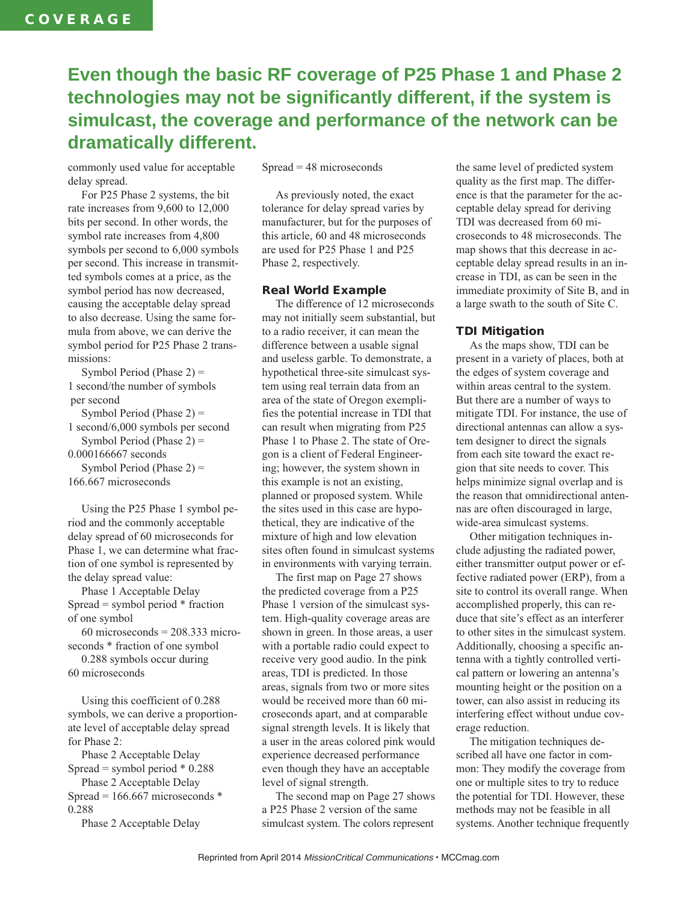**Even though the basic RF coverage of P25 Phase 1 and Phase 2 technologies may not be significantly different, if the system is simulcast, the coverage and performance of the network can be dramatically different.**

commonly used value for acceptable delay spread.

For P25 Phase 2 systems, the bit rate increases from 9,600 to 12,000 bits per second. In other words, the symbol rate increases from 4,800 symbols per second to 6,000 symbols per second. This increase in transmitted symbols comes at a price, as the symbol period has now decreased, causing the acceptable delay spread to also decrease. Using the same formula from above, we can derive the symbol period for P25 Phase 2 transmissions:

Symbol Period (Phase 2) = 1 second/the number of symbols per second

Symbol Period (Phase 2) = 1 second/6,000 symbols per second

Symbol Period (Phase 2) = 0.000166667 seconds

Symbol Period (Phase 2) = 166.667 microseconds

Using the P25 Phase 1 symbol period and the commonly acceptable delay spread of 60 microseconds for Phase 1, we can determine what fraction of one symbol is represented by the delay spread value:

Phase 1 Acceptable Delay Spread = symbol period * fraction of one symbol

60 microseconds = 208.333 microseconds * fraction of one symbol

0.288 symbols occur during 60 microseconds

Using this coefficient of 0.288 symbols, we can derive a proportionate level of acceptable delay spread for Phase 2:

Phase 2 Acceptable Delay Spread = symbol period * 0.288

Phase 2 Acceptable Delay Spread = 166.667 microseconds * 0.288

Phase 2 Acceptable Delay Spread = 48 microseconds

As previously noted, the exact tolerance for delay spread varies by manufacturer, but for the purposes of this article, 60 and 48 microseconds are used for P25 Phase 1 and P25 Phase 2, respectively.

### Real World Example

The difference of 12 microseconds may not initially seem substantial, but to a radio receiver, it can mean the difference between a usable signal and useless garble. To demonstrate, a hypothetical three-site simulcast system using real terrain data from an area of the state of Oregon exemplifies the potential increase in TDI that can result when migrating from P25 Phase 1 to Phase 2. The state of Oregon is a client of Federal Engineering; however, the system shown in this example is not an existing, planned or proposed system. While the sites used in this case are hypothetical, they are indicative of the mixture of high and low elevation sites often found in simulcast systems in environments with varying terrain.

The first map on Page 27 shows the predicted coverage from a P25 Phase 1 version of the simulcast system. High-quality coverage areas are shown in green. In those areas, a user with a portable radio could expect to receive very good audio. In the pink areas, TDI is predicted. In those areas, signals from two or more sites would be received more than 60 microseconds apart, and at comparable signal strength levels. It is likely that a user in the areas colored pink would experience decreased performance even though they have an acceptable level of signal strength.

The second map on Page 27 shows a P25 Phase 2 version of the same simulcast system. The colors represent the same level of predicted system quality as the first map. The difference is that the parameter for the acceptable delay spread for deriving TDI was decreased from 60 microseconds to 48 microseconds. The map shows that this decrease in acceptable delay spread results in an increase in TDI, as can be seen in the immediate proximity of Site B, and in a large swath to the south of Site C.

### TDI Mitigation

As the maps show, TDI can be present in a variety of places, both at the edges of system coverage and within areas central to the system. But there are a number of ways to mitigate TDI. For instance, the use of directional antennas can allow a system designer to direct the signals from each site toward the exact region that site needs to cover. This helps minimize signal overlap and is the reason that omnidirectional antennas are often discouraged in large, wide-area simulcast systems.

Other mitigation techniques include adjusting the radiated power, either transmitter output power or effective radiated power (ERP), from a site to control its overall range. When accomplished properly, this can reduce that site's effect as an interferer to other sites in the simulcast system. Additionally, choosing a specific antenna with a tightly controlled vertical pattern or lowering an antenna's mounting height or the position on a tower, can also assist in reducing its interfering effect without undue coverage reduction.

The mitigation techniques described all have one factor in common: They modify the coverage from one or multiple sites to try to reduce the potential for TDI. However, these methods may not be feasible in all systems. Another technique frequently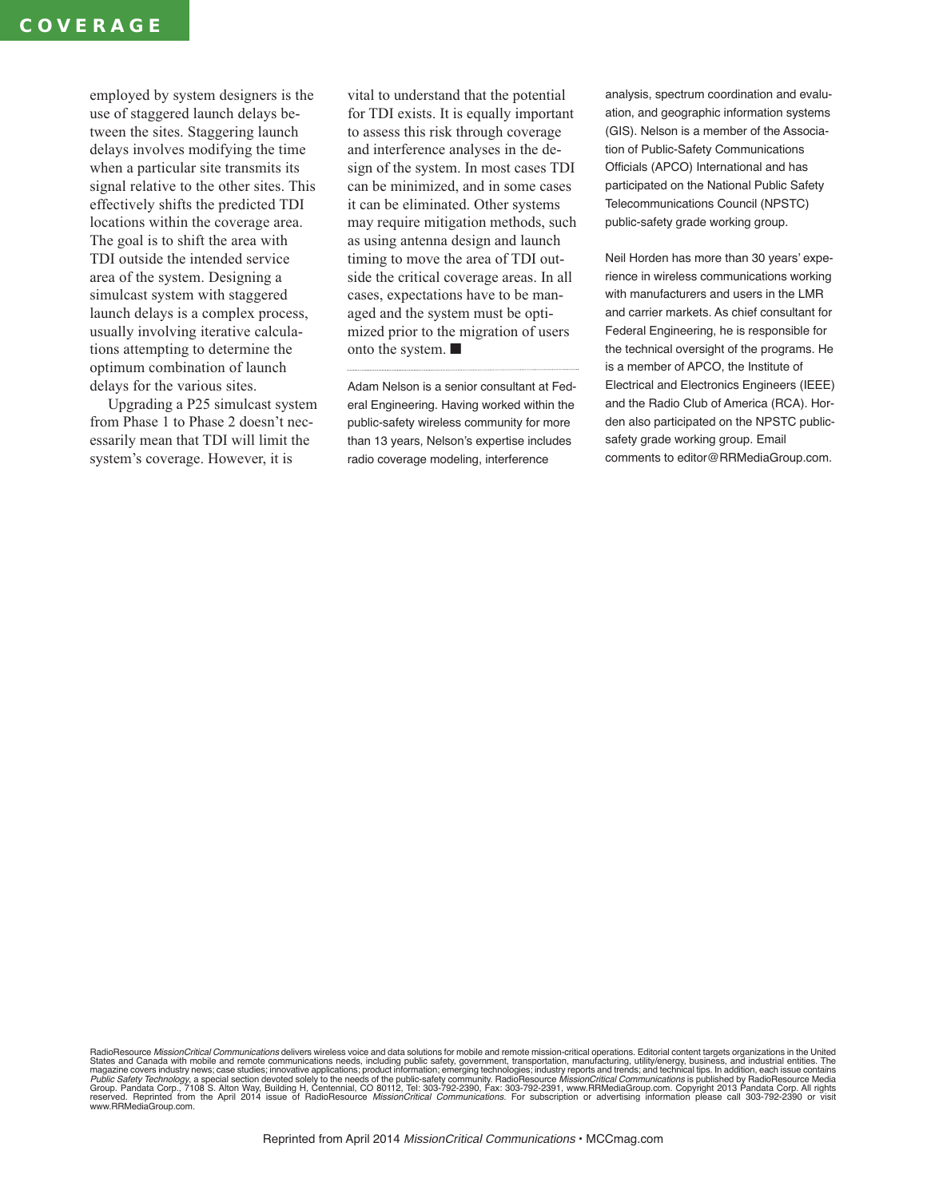employed by system designers is the use of staggered launch delays between the sites. Staggering launch delays involves modifying the time when a particular site transmits its signal relative to the other sites. This effectively shifts the predicted TDI locations within the coverage area. The goal is to shift the area with TDI outside the intended service area of the system. Designing a simulcast system with staggered launch delays is a complex process, usually involving iterative calculations attempting to determine the optimum combination of launch delays for the various sites.

Upgrading a P25 simulcast system from Phase 1 to Phase 2 doesn't necessarily mean that TDI will limit the system's coverage. However, it is vital to understand that the potential for TDI exists. It is equally important to assess this risk through coverage and interference analyses in the design of the system. In most cases TDI can be minimized, and in some cases it can be eliminated. Other systems may require mitigation methods, such as using antenna design and launch timing to move the area of TDI outside the critical coverage areas. In all cases, expectations have to be managed and the system must be optimized prior to the migration of users onto the system. ■

---

Adam Nelson is a senior consultant at Federal Engineering. Having worked within the public-safety wireless community for more than 13 years, Nelson's expertise includes radio coverage modeling, interference analysis, spectrum coordination and evaluation, and geographic information systems (GIS). Nelson is a member of the Association of Public-Safety Communications Officials (APCO) International and has participated on the National Public Safety Telecommunications Council (NPSTC) public-safety grade working group.

Neil Horden has more than 30 years' experience in wireless communications working with manufacturers and users in the LMR and carrier markets. As chief consultant for Federal Engineering, he is responsible for the technical oversight of the programs. He is a member of APCO, the Institute of Electrical and Electronics Engineers (IEEE) and the Radio Club of America (RCA). Horden also participated on the NPSTC public-safety grade working group. Email comments to editor@RRMediaGroup.com.

RadioResource *MissionCritical Communications* delivers wireless voice and data solutions for mobile and remote mission-critical operations. Editorial content targets organizations in the United States and Canada with mobile and remote communications needs, including public safety, government, transportation, manufacturing, utility/energy, business, and industrial entities. The magazine covers industry news; case studies; innovative applications; product information; emerging technologies; industry reports and trends; and technical tips. In addition, each issue contains *Public Safety Technology*, a special section devoted solely to the needs of the public-safety community. RadioResource *MissionCritical Communications* is published by RadioResource Media Group. Pandata Corp., 7108 S. Alton Way, Building H, Centennial, CO 80112, Tel: 303-792-2390, Fax: 303-792-2391, www.RRMediaGroup.com. Copyright 2013 Pandata Corp. All rights reserved. Reprinted from the April 2014 issue of RadioResource *MissionCritical Communications*. For subscription or advertising information please call 303-792-2390 or visit www.RRMediaGroup.com.